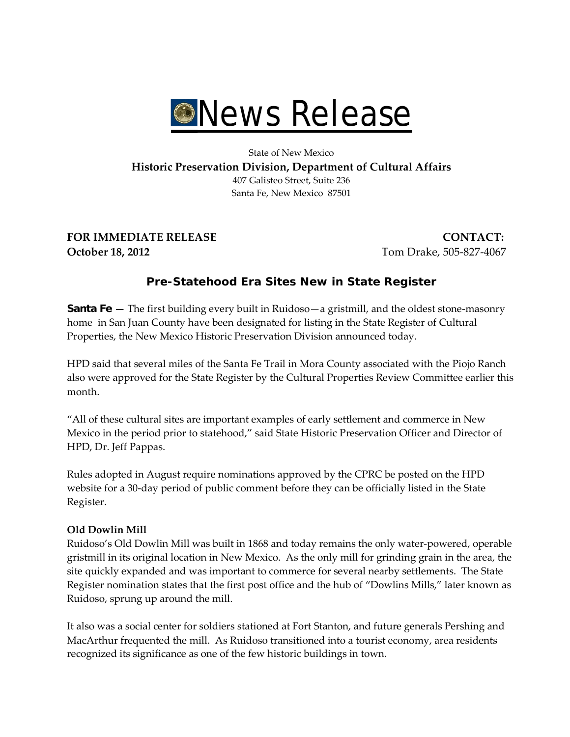# News Release

State of New Mexico

**Historic Preservation Division, Department of Cultural Affairs**

407 Galisteo Street, Suite 236

Santa Fe, New Mexico 87501

**FOR IMMEDIATE RELEASE**
**October 18, 2012**

**CONTACT:**
Tom Drake, 505-827-4067

## Pre-Statehood Era Sites New in State Register

**Santa Fe** — The first building every built in Ruidoso—a gristmill, and the oldest stone-masonry home in San Juan County have been designated for listing in the State Register of Cultural Properties, the New Mexico Historic Preservation Division announced today.

HPD said that several miles of the Santa Fe Trail in Mora County associated with the Piojo Ranch also were approved for the State Register by the Cultural Properties Review Committee earlier this month.

"All of these cultural sites are important examples of early settlement and commerce in New Mexico in the period prior to statehood," said State Historic Preservation Officer and Director of HPD, Dr. Jeff Pappas.

Rules adopted in August require nominations approved by the CPRC be posted on the HPD website for a 30-day period of public comment before they can be officially listed in the State Register.

**Old Dowlin Mill**

Ruidoso's Old Dowlin Mill was built in 1868 and today remains the only water-powered, operable gristmill in its original location in New Mexico. As the only mill for grinding grain in the area, the site quickly expanded and was important to commerce for several nearby settlements. The State Register nomination states that the first post office and the hub of "Dowlins Mills," later known as Ruidoso, sprung up around the mill.

It also was a social center for soldiers stationed at Fort Stanton, and future generals Pershing and MacArthur frequented the mill. As Ruidoso transitioned into a tourist economy, area residents recognized its significance as one of the few historic buildings in town.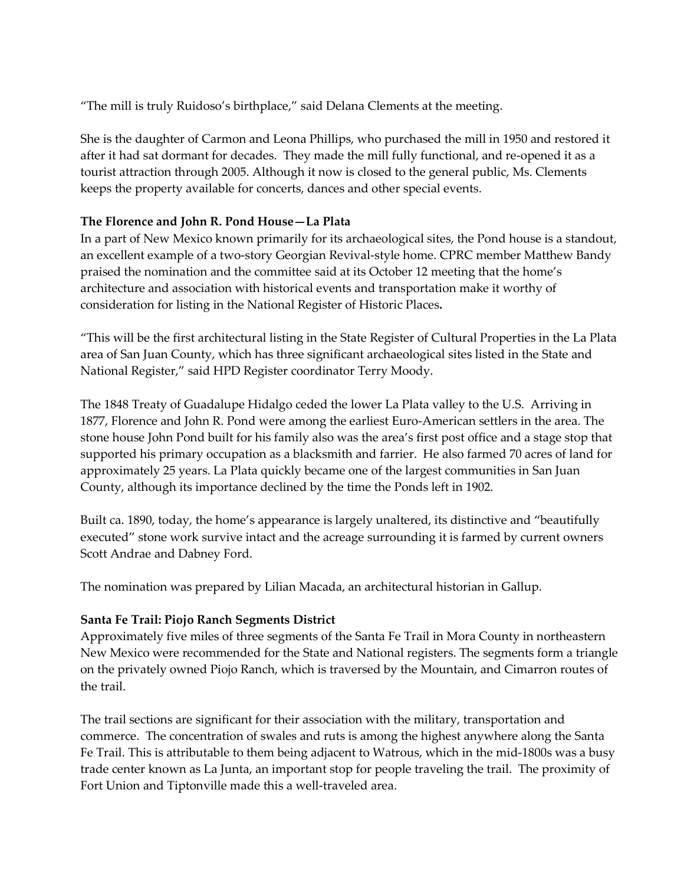"The mill is truly Ruidoso's birthplace," said Delana Clements at the meeting.

She is the daughter of Carmon and Leona Phillips, who purchased the mill in 1950 and restored it after it had sat dormant for decades. They made the mill fully functional, and re-opened it as a tourist attraction through 2005. Although it now is closed to the general public, Ms. Clements keeps the property available for concerts, dances and other special events.

**The Florence and John R. Pond House—La Plata**

In a part of New Mexico known primarily for its archaeological sites, the Pond house is a standout, an excellent example of a two-story Georgian Revival-style home. CPRC member Matthew Bandy praised the nomination and the committee said at its October 12 meeting that the home's architecture and association with historical events and transportation make it worthy of consideration for listing in the National Register of Historic Places**.**

"This will be the first architectural listing in the State Register of Cultural Properties in the La Plata area of San Juan County, which has three significant archaeological sites listed in the State and National Register," said HPD Register coordinator Terry Moody.

The 1848 Treaty of Guadalupe Hidalgo ceded the lower La Plata valley to the U.S. Arriving in 1877, Florence and John R. Pond were among the earliest Euro-American settlers in the area. The stone house John Pond built for his family also was the area's first post office and a stage stop that supported his primary occupation as a blacksmith and farrier. He also farmed 70 acres of land for approximately 25 years. La Plata quickly became one of the largest communities in San Juan County, although its importance declined by the time the Ponds left in 1902.

Built ca. 1890, today, the home's appearance is largely unaltered, its distinctive and "beautifully executed" stone work survive intact and the acreage surrounding it is farmed by current owners Scott Andrae and Dabney Ford.

The nomination was prepared by Lilian Macada, an architectural historian in Gallup.

**Santa Fe Trail: Piojo Ranch Segments District**

Approximately five miles of three segments of the Santa Fe Trail in Mora County in northeastern New Mexico were recommended for the State and National registers. The segments form a triangle on the privately owned Piojo Ranch, which is traversed by the Mountain, and Cimarron routes of the trail.

The trail sections are significant for their association with the military, transportation and commerce. The concentration of swales and ruts is among the highest anywhere along the Santa Fe Trail. This is attributable to them being adjacent to Watrous, which in the mid-1800s was a busy trade center known as La Junta, an important stop for people traveling the trail. The proximity of Fort Union and Tiptonville made this a well-traveled area.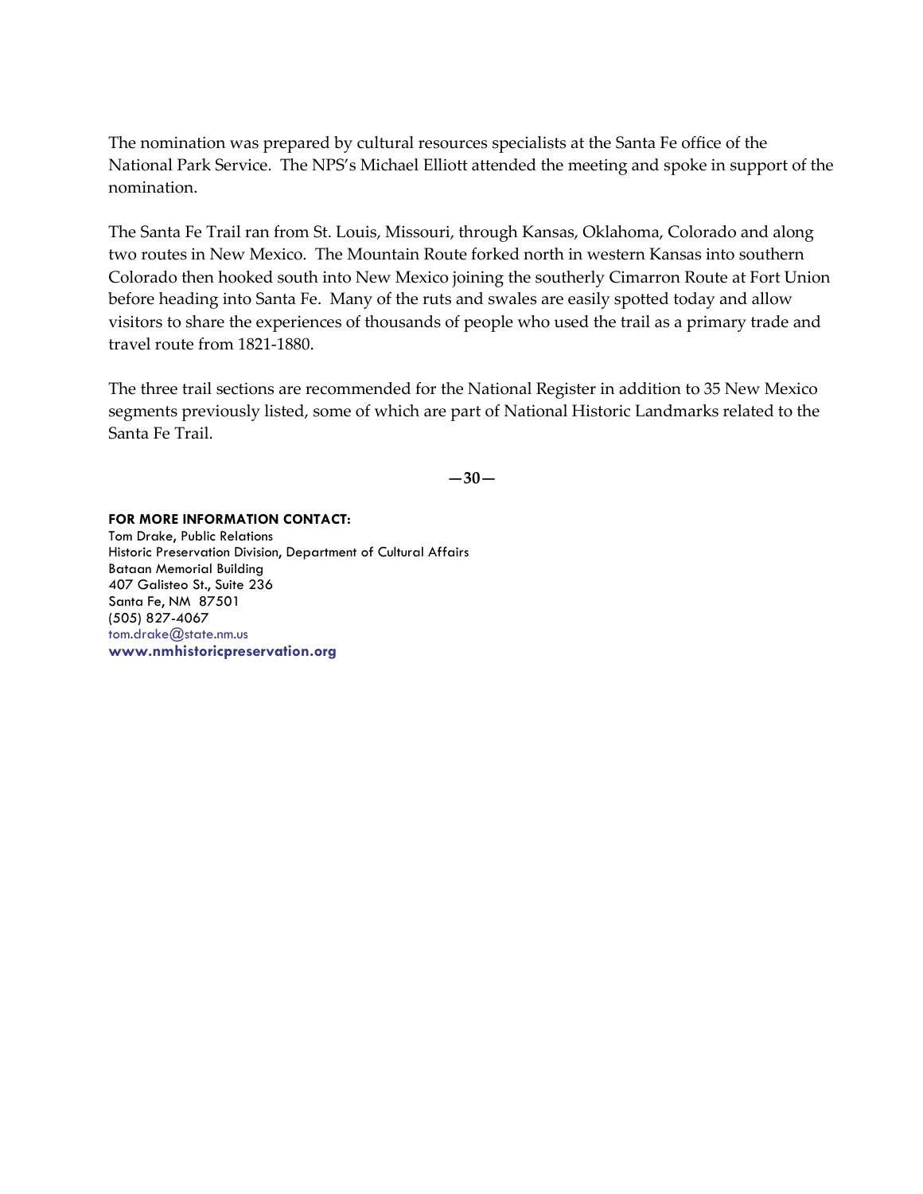The nomination was prepared by cultural resources specialists at the Santa Fe office of the National Park Service. The NPS's Michael Elliott attended the meeting and spoke in support of the nomination.

The Santa Fe Trail ran from St. Louis, Missouri, through Kansas, Oklahoma, Colorado and along two routes in New Mexico. The Mountain Route forked north in western Kansas into southern Colorado then hooked south into New Mexico joining the southerly Cimarron Route at Fort Union before heading into Santa Fe. Many of the ruts and swales are easily spotted today and allow visitors to share the experiences of thousands of people who used the trail as a primary trade and travel route from 1821-1880.

The three trail sections are recommended for the National Register in addition to 35 New Mexico segments previously listed, some of which are part of National Historic Landmarks related to the Santa Fe Trail.

**—30—**

**FOR MORE INFORMATION CONTACT:**
Tom Drake, Public Relations
Historic Preservation Division, Department of Cultural Affairs
Bataan Memorial Building
407 Galisteo St., Suite 236
Santa Fe, NM 87501
(505) 827-4067
tom.drake@state.nm.us
**www.nmhistoricpreservation.org**